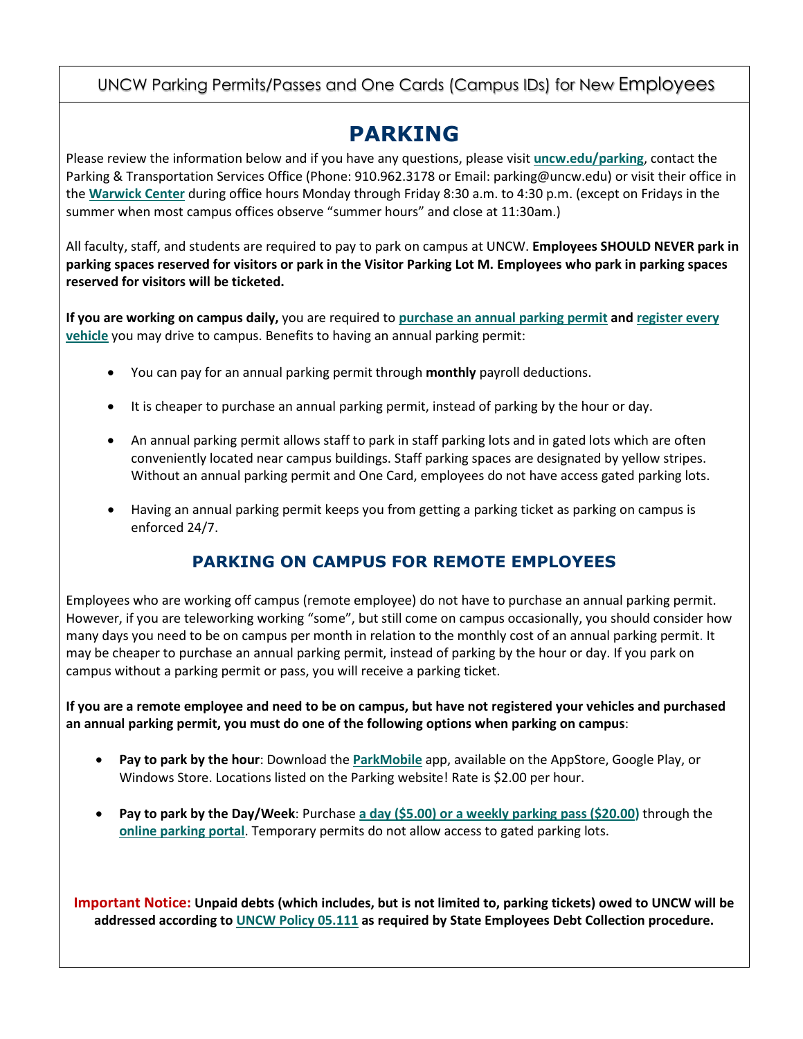UNCW Parking Permits/Passes and One Cards (Campus IDs) for New Employees

# PARKING

Please review the information below and if you have any questions, please visit **uncw.edu/parking**, contact the Parking & Transportation Services Office (Phone: 910.962.3178 or Email: parking@uncw.edu) or visit their office in the **Warwick Center** during office hours Monday through Friday 8:30 a.m. to 4:30 p.m. (except on Fridays in the summer when most campus offices observe "summer hours" and close at 11:30am.)

All faculty, staff, and students are required to pay to park on campus at UNCW. **Employees SHOULD NEVER park in parking spaces reserved for visitors or park in the Visitor Parking Lot M. Employees who park in parking spaces reserved for visitors will be ticketed.**

**If you are working on campus daily,** you are required to **purchase an annual parking permit** **and** **register every vehicle** you may drive to campus. Benefits to having an annual parking permit:

- You can pay for an annual parking permit through **monthly** payroll deductions.
- It is cheaper to purchase an annual parking permit, instead of parking by the hour or day.
- An annual parking permit allows staff to park in staff parking lots and in gated lots which are often conveniently located near campus buildings. Staff parking spaces are designated by yellow stripes. Without an annual parking permit and One Card, employees do not have access gated parking lots.
- Having an annual parking permit keeps you from getting a parking ticket as parking on campus is enforced 24/7.

## PARKING ON CAMPUS FOR REMOTE EMPLOYEES

Employees who are working off campus (remote employee) do not have to purchase an annual parking permit. However, if you are teleworking working "some", but still come on campus occasionally, you should consider how many days you need to be on campus per month in relation to the monthly cost of an annual parking permit. It may be cheaper to purchase an annual parking permit, instead of parking by the hour or day. If you park on campus without a parking permit or pass, you will receive a parking ticket.

**If you are a remote employee and need to be on campus, but have not registered your vehicles and purchased an annual parking permit, you must do one of the following options when parking on campus**:

- **Pay to park by the hour**: Download the **ParkMobile** app, available on the AppStore, Google Play, or Windows Store. Locations listed on the Parking website! Rate is $2.00 per hour.
- **Pay to park by the Day/Week**: Purchase **a day ($5.00) or a weekly parking pass ($20.00)** through the **online parking portal**. Temporary permits do not allow access to gated parking lots.

**Important Notice: Unpaid debts (which includes, but is not limited to, parking tickets) owed to UNCW will be addressed according to UNCW Policy 05.111 as required by State Employees Debt Collection procedure.**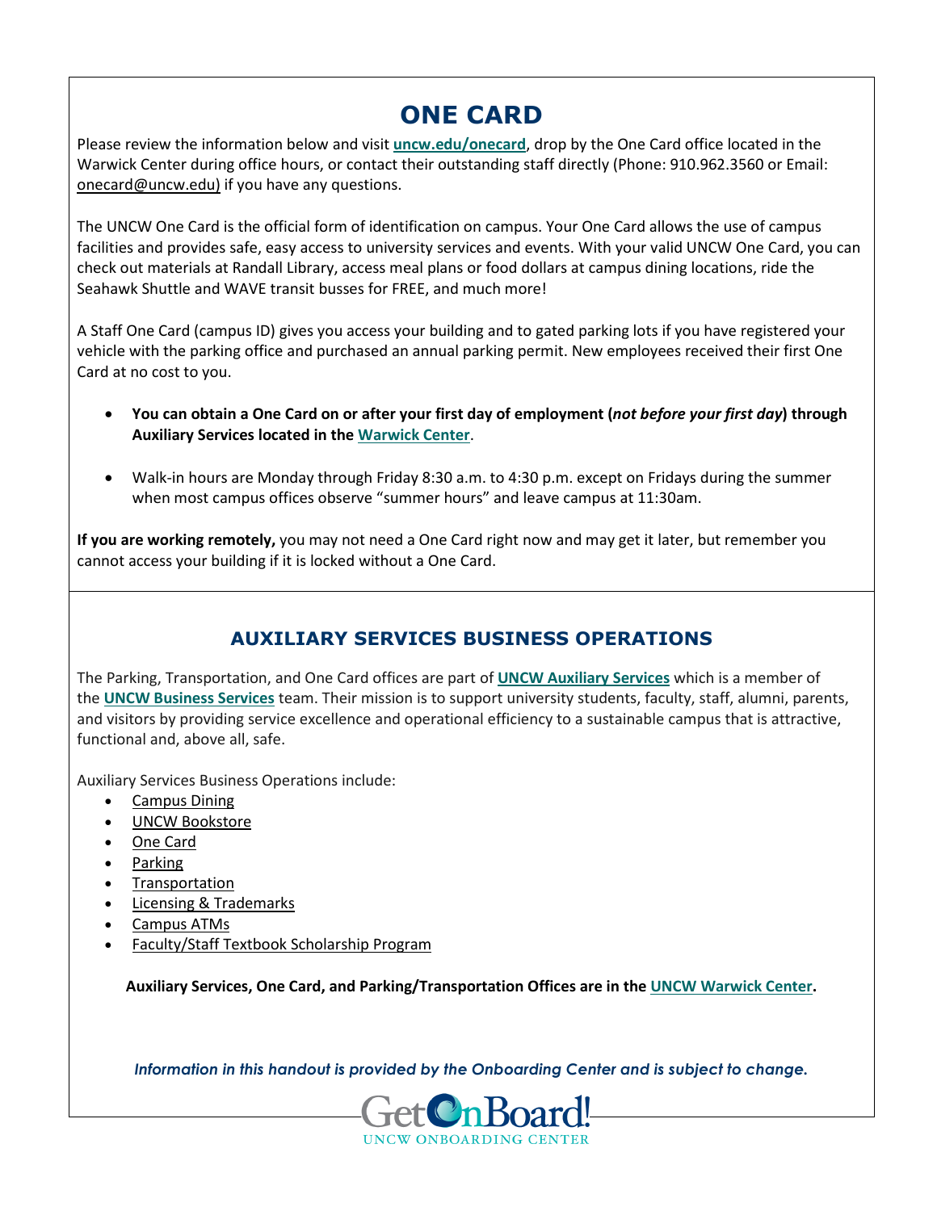# ONE CARD

Please review the information below and visit **uncw.edu/onecard**, drop by the One Card office located in the Warwick Center during office hours, or contact their outstanding staff directly (Phone: 910.962.3560 or Email: onecard@uncw.edu) if you have any questions.

The UNCW One Card is the official form of identification on campus. Your One Card allows the use of campus facilities and provides safe, easy access to university services and events. With your valid UNCW One Card, you can check out materials at Randall Library, access meal plans or food dollars at campus dining locations, ride the Seahawk Shuttle and WAVE transit busses for FREE, and much more!

A Staff One Card (campus ID) gives you access your building and to gated parking lots if you have registered your vehicle with the parking office and purchased an annual parking permit. New employees received their first One Card at no cost to you.

- **You can obtain a One Card on or after your first day of employment (*not before your first day*) through Auxiliary Services located in the Warwick Center**.
- Walk-in hours are Monday through Friday 8:30 a.m. to 4:30 p.m. except on Fridays during the summer when most campus offices observe “summer hours” and leave campus at 11:30am.

**If you are working remotely,** you may not need a One Card right now and may get it later, but remember you cannot access your building if it is locked without a One Card.

## AUXILIARY SERVICES BUSINESS OPERATIONS

The Parking, Transportation, and One Card offices are part of **UNCW Auxiliary Services** which is a member of the **UNCW Business Services** team. Their mission is to support university students, faculty, staff, alumni, parents, and visitors by providing service excellence and operational efficiency to a sustainable campus that is attractive, functional and, above all, safe.

Auxiliary Services Business Operations include:

- Campus Dining
- UNCW Bookstore
- One Card
- Parking
- Transportation
- Licensing & Trademarks
- Campus ATMs
- Faculty/Staff Textbook Scholarship Program

**Auxiliary Services, One Card, and Parking/Transportation Offices are in the UNCW Warwick Center.**

***Information in this handout is provided by the Onboarding Center and is subject to change.***

GetOnBoard!
UNCW ONBOARDING CENTER